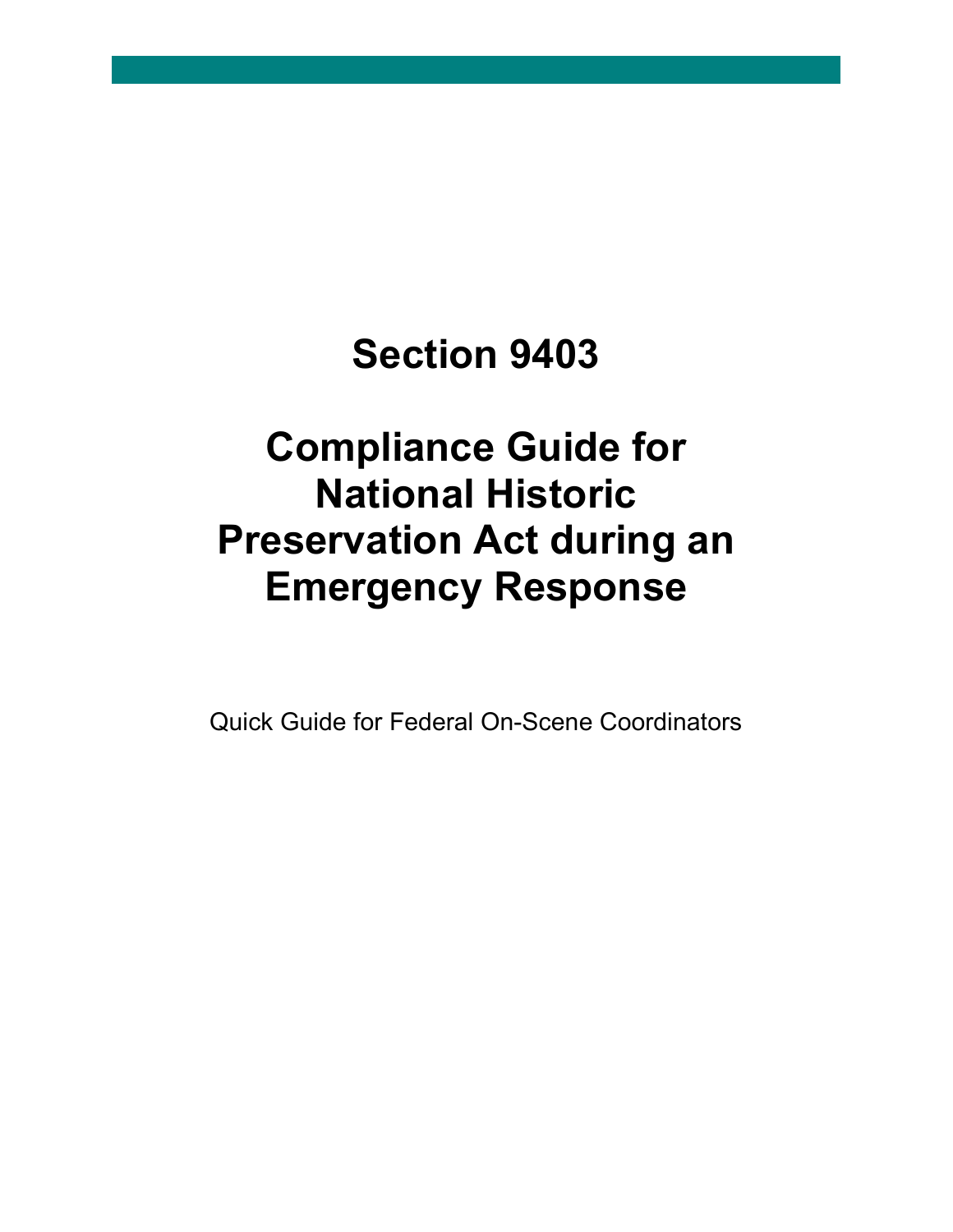# Section 9403

# Compliance Guide for National Historic Preservation Act during an Emergency Response

Quick Guide for Federal On-Scene Coordinators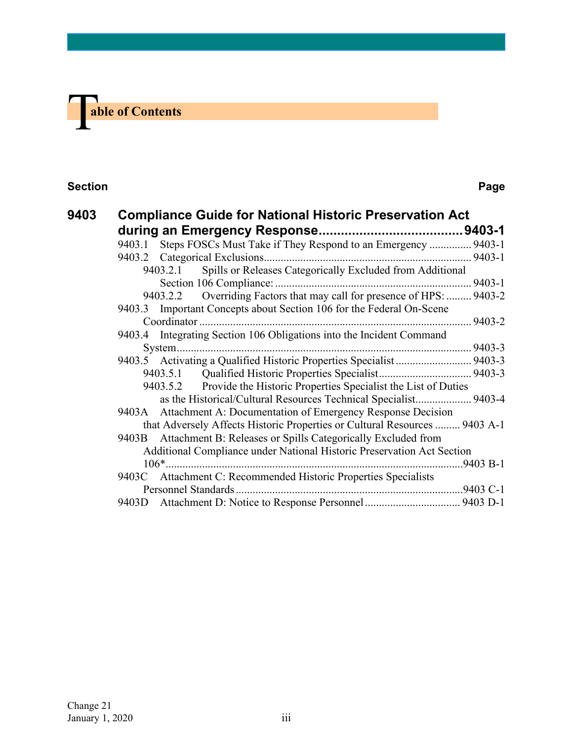# Table of Contents

| Section | | Page |
|---|---|---|
| **9403** | **Compliance Guide for National Historic Preservation Act during an Emergency Response** | **9403-1** |
| 9403.1 | Steps FOSCs Must Take if They Respond to an Emergency | 9403-1 |
| 9403.2 | Categorical Exclusions | 9403-1 |
| 9403.2.1 | Spills or Releases Categorically Excluded from Additional Section 106 Compliance: | 9403-1 |
| 9403.2.2 | Overriding Factors that may call for presence of HPS: | 9403-2 |
| 9403.3 | Important Concepts about Section 106 for the Federal On-Scene Coordinator | 9403-2 |
| 9403.4 | Integrating Section 106 Obligations into the Incident Command System | 9403-3 |
| 9403.5 | Activating a Qualified Historic Properties Specialist | 9403-3 |
| 9403.5.1 | Qualified Historic Properties Specialist | 9403-3 |
| 9403.5.2 | Provide the Historic Properties Specialist the List of Duties as the Historical/Cultural Resources Technical Specialist | 9403-4 |
| 9403A | Attachment A: Documentation of Emergency Response Decision that Adversely Affects Historic Properties or Cultural Resources | 9403 A-1 |
| 9403B | Attachment B: Releases or Spills Categorically Excluded from Additional Compliance under National Historic Preservation Act Section 106* | 9403 B-1 |
| 9403C | Attachment C: Recommended Historic Properties Specialists Personnel Standards | 9403 C-1 |
| 9403D | Attachment D: Notice to Response Personnel | 9403 D-1 |

Change 21
January 1, 2020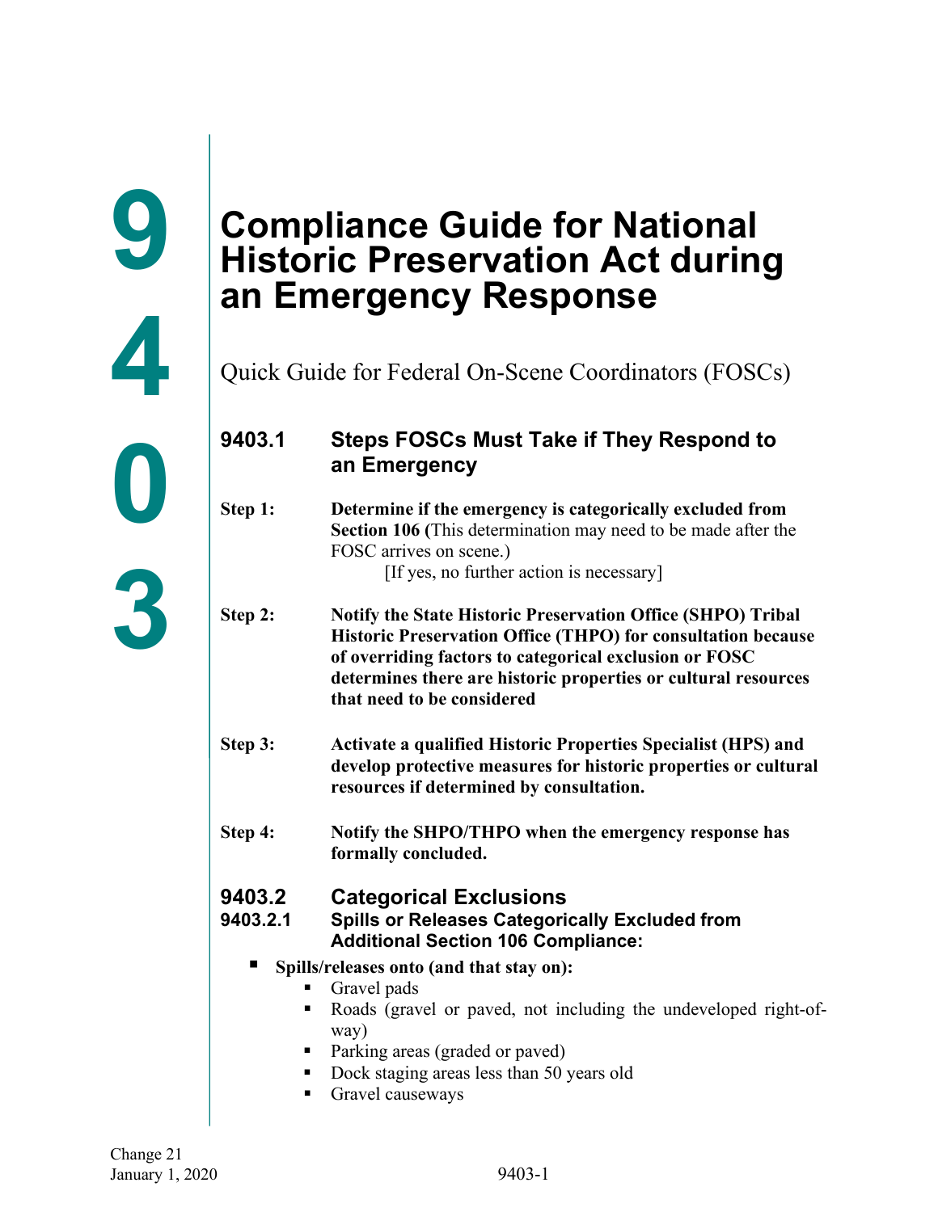# Compliance Guide for National Historic Preservation Act during an Emergency Response

Quick Guide for Federal On-Scene Coordinators (FOSCs)

## 9403.1 Steps FOSCs Must Take if They Respond to an Emergency

**Step 1:** **Determine if the emergency is categorically excluded from Section 106 (**This determination may need to be made after the FOSC arrives on scene.)

[If yes, no further action is necessary]

**Step 2:** **Notify the State Historic Preservation Office (SHPO) Tribal Historic Preservation Office (THPO) for consultation because of overriding factors to categorical exclusion or FOSC determines there are historic properties or cultural resources that need to be considered**

**Step 3:** **Activate a qualified Historic Properties Specialist (HPS) and develop protective measures for historic properties or cultural resources if determined by consultation.**

**Step 4:** **Notify the SHPO/THPO when the emergency response has formally concluded.**

## 9403.2 Categorical Exclusions

### 9403.2.1 Spills or Releases Categorically Excluded from Additional Section 106 Compliance:

- **Spills/releases onto (and that stay on):**
  - Gravel pads
  - Roads (gravel or paved, not including the undeveloped right-of-way)
  - Parking areas (graded or paved)
  - Dock staging areas less than 50 years old
  - Gravel causeways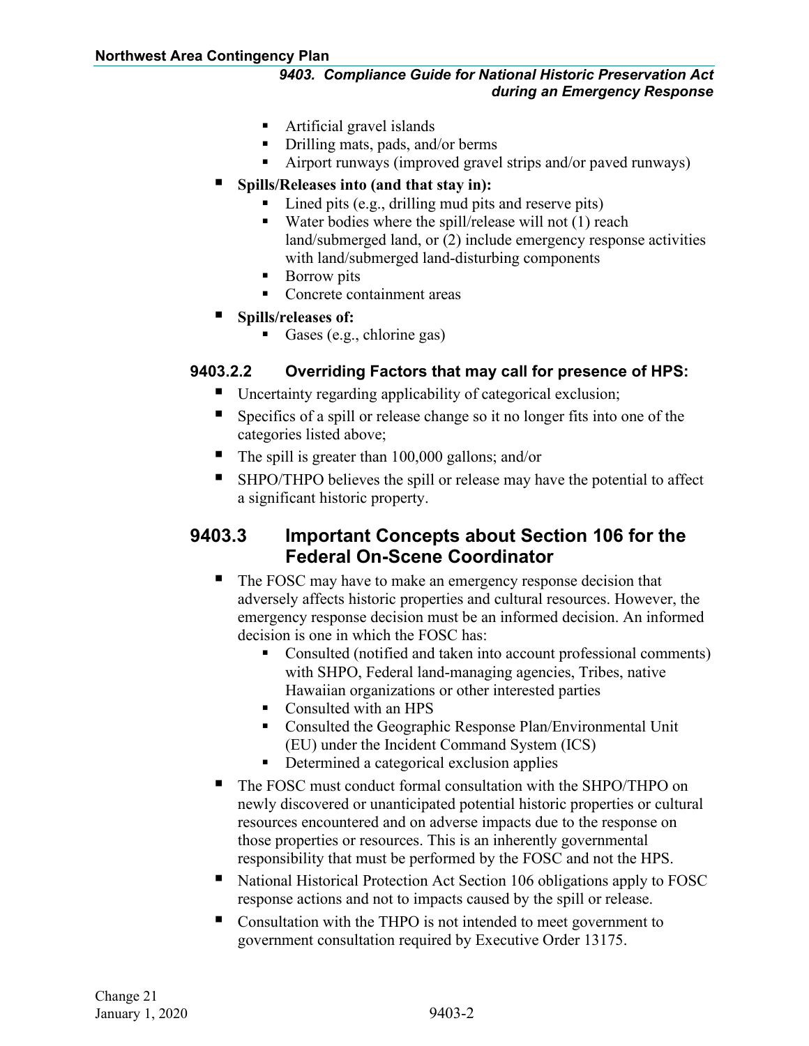- Artificial gravel islands
   - Drilling mats, pads, and/or berms
   - Airport runways (improved gravel strips and/or paved runways)
- **Spills/Releases into (and that stay in):**
   - Lined pits (e.g., drilling mud pits and reserve pits)
   - Water bodies where the spill/release will not (1) reach land/submerged land, or (2) include emergency response activities with land/submerged land-disturbing components
   - Borrow pits
   - Concrete containment areas
- **Spills/releases of:**
   - Gases (e.g., chlorine gas)

### 9403.2.2 Overriding Factors that may call for presence of HPS:

- Uncertainty regarding applicability of categorical exclusion;
- Specifics of a spill or release change so it no longer fits into one of the categories listed above;
- The spill is greater than 100,000 gallons; and/or
- SHPO/THPO believes the spill or release may have the potential to affect a significant historic property.

## 9403.3 Important Concepts about Section 106 for the Federal On-Scene Coordinator

- The FOSC may have to make an emergency response decision that adversely affects historic properties and cultural resources. However, the emergency response decision must be an informed decision. An informed decision is one in which the FOSC has:
   - Consulted (notified and taken into account professional comments) with SHPO, Federal land-managing agencies, Tribes, native Hawaiian organizations or other interested parties
   - Consulted with an HPS
   - Consulted the Geographic Response Plan/Environmental Unit (EU) under the Incident Command System (ICS)
   - Determined a categorical exclusion applies
- The FOSC must conduct formal consultation with the SHPO/THPO on newly discovered or unanticipated potential historic properties or cultural resources encountered and on adverse impacts due to the response on those properties or resources. This is an inherently governmental responsibility that must be performed by the FOSC and not the HPS.
- National Historical Protection Act Section 106 obligations apply to FOSC response actions and not to impacts caused by the spill or release.
- Consultation with the THPO is not intended to meet government to government consultation required by Executive Order 13175.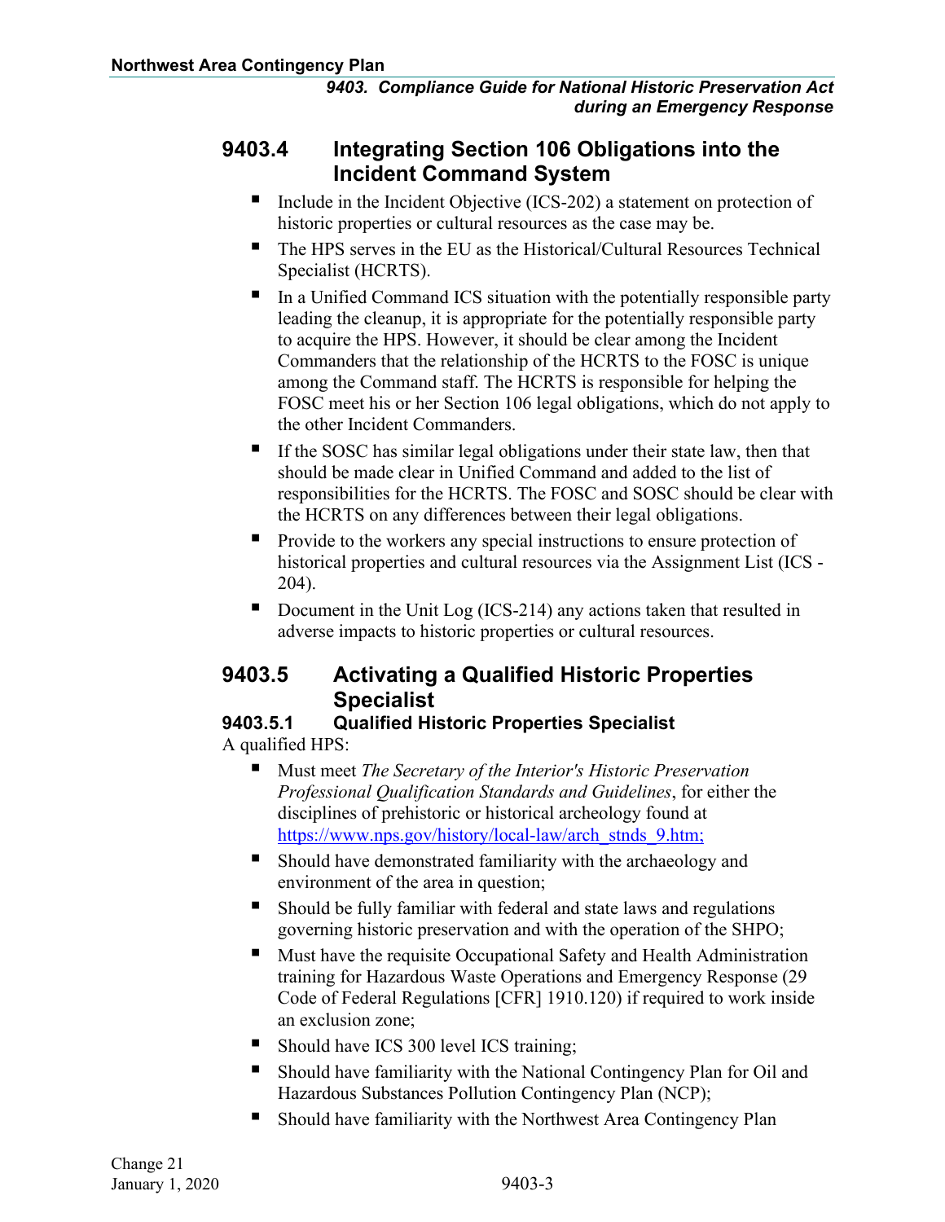## 9403.4 Integrating Section 106 Obligations into the Incident Command System

- Include in the Incident Objective (ICS-202) a statement on protection of historic properties or cultural resources as the case may be.
- The HPS serves in the EU as the Historical/Cultural Resources Technical Specialist (HCRTS).
- In a Unified Command ICS situation with the potentially responsible party leading the cleanup, it is appropriate for the potentially responsible party to acquire the HPS. However, it should be clear among the Incident Commanders that the relationship of the HCRTS to the FOSC is unique among the Command staff. The HCRTS is responsible for helping the FOSC meet his or her Section 106 legal obligations, which do not apply to the other Incident Commanders.
- If the SOSC has similar legal obligations under their state law, then that should be made clear in Unified Command and added to the list of responsibilities for the HCRTS. The FOSC and SOSC should be clear with the HCRTS on any differences between their legal obligations.
- Provide to the workers any special instructions to ensure protection of historical properties and cultural resources via the Assignment List (ICS - 204).
- Document in the Unit Log (ICS-214) any actions taken that resulted in adverse impacts to historic properties or cultural resources.

## 9403.5 Activating a Qualified Historic Properties Specialist

### 9403.5.1 Qualified Historic Properties Specialist

A qualified HPS:

- Must meet *The Secretary of the Interior's Historic Preservation Professional Qualification Standards and Guidelines*, for either the disciplines of prehistoric or historical archeology found at [https://www.nps.gov/history/local-law/arch_stnds_9.htm;](https://www.nps.gov/history/local-law/arch_stnds_9.htm)
- Should have demonstrated familiarity with the archaeology and environment of the area in question;
- Should be fully familiar with federal and state laws and regulations governing historic preservation and with the operation of the SHPO;
- Must have the requisite Occupational Safety and Health Administration training for Hazardous Waste Operations and Emergency Response (29 Code of Federal Regulations [CFR] 1910.120) if required to work inside an exclusion zone;
- Should have ICS 300 level ICS training;
- Should have familiarity with the National Contingency Plan for Oil and Hazardous Substances Pollution Contingency Plan (NCP);
- Should have familiarity with the Northwest Area Contingency Plan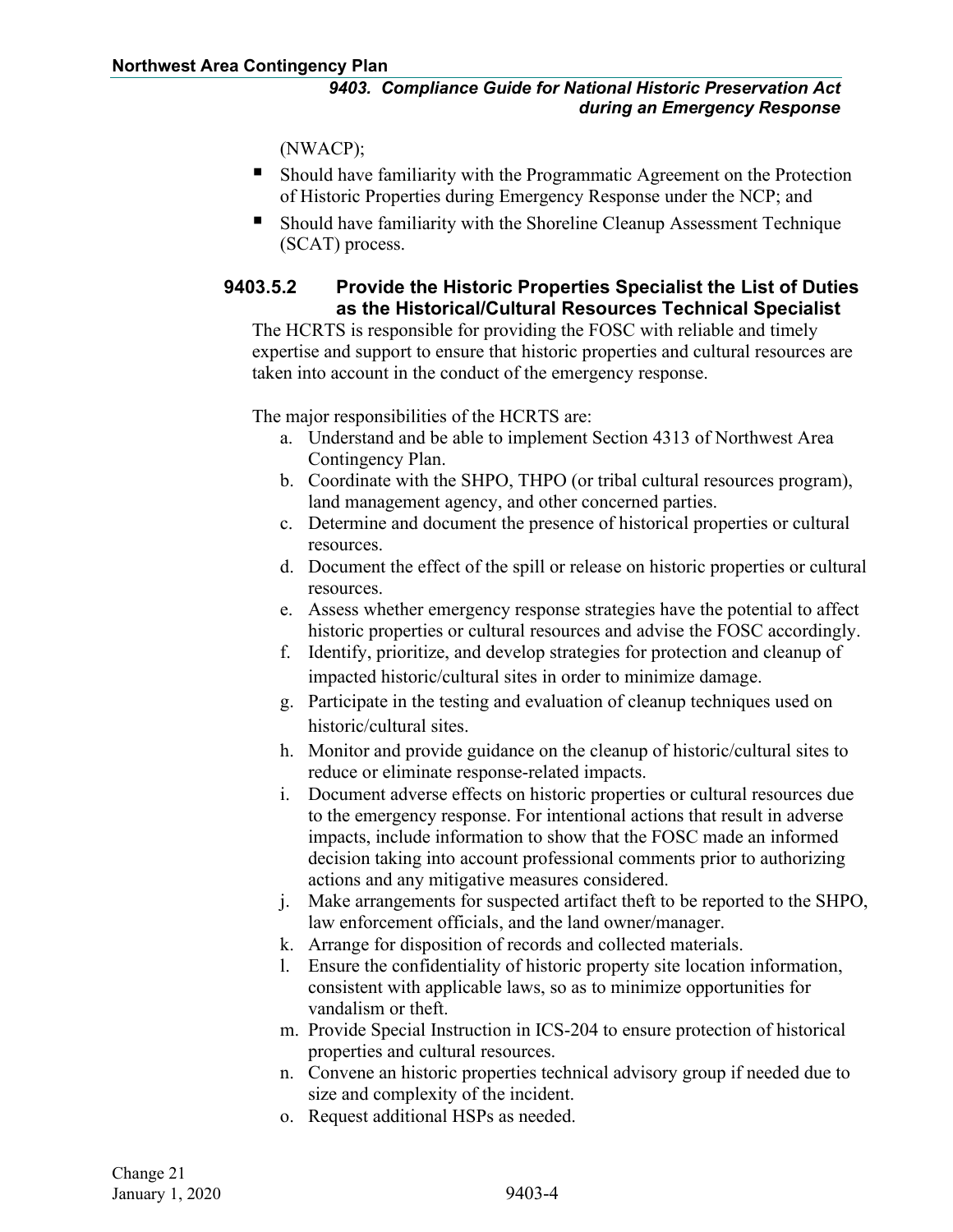(NWACP);

- Should have familiarity with the Programmatic Agreement on the Protection of Historic Properties during Emergency Response under the NCP; and
- Should have familiarity with the Shoreline Cleanup Assessment Technique (SCAT) process.

#### 9403.5.2 Provide the Historic Properties Specialist the List of Duties as the Historical/Cultural Resources Technical Specialist

The HCRTS is responsible for providing the FOSC with reliable and timely expertise and support to ensure that historic properties and cultural resources are taken into account in the conduct of the emergency response.

The major responsibilities of the HCRTS are:

a. Understand and be able to implement Section 4313 of Northwest Area Contingency Plan.
b. Coordinate with the SHPO, THPO (or tribal cultural resources program), land management agency, and other concerned parties.
c. Determine and document the presence of historical properties or cultural resources.
d. Document the effect of the spill or release on historic properties or cultural resources.
e. Assess whether emergency response strategies have the potential to affect historic properties or cultural resources and advise the FOSC accordingly.
f. Identify, prioritize, and develop strategies for protection and cleanup of impacted historic/cultural sites in order to minimize damage.
g. Participate in the testing and evaluation of cleanup techniques used on historic/cultural sites.
h. Monitor and provide guidance on the cleanup of historic/cultural sites to reduce or eliminate response-related impacts.
i. Document adverse effects on historic properties or cultural resources due to the emergency response. For intentional actions that result in adverse impacts, include information to show that the FOSC made an informed decision taking into account professional comments prior to authorizing actions and any mitigative measures considered.
j. Make arrangements for suspected artifact theft to be reported to the SHPO, law enforcement officials, and the land owner/manager.
k. Arrange for disposition of records and collected materials.
l. Ensure the confidentiality of historic property site location information, consistent with applicable laws, so as to minimize opportunities for vandalism or theft.
m. Provide Special Instruction in ICS-204 to ensure protection of historical properties and cultural resources.
n. Convene an historic properties technical advisory group if needed due to size and complexity of the incident.
o. Request additional HSPs as needed.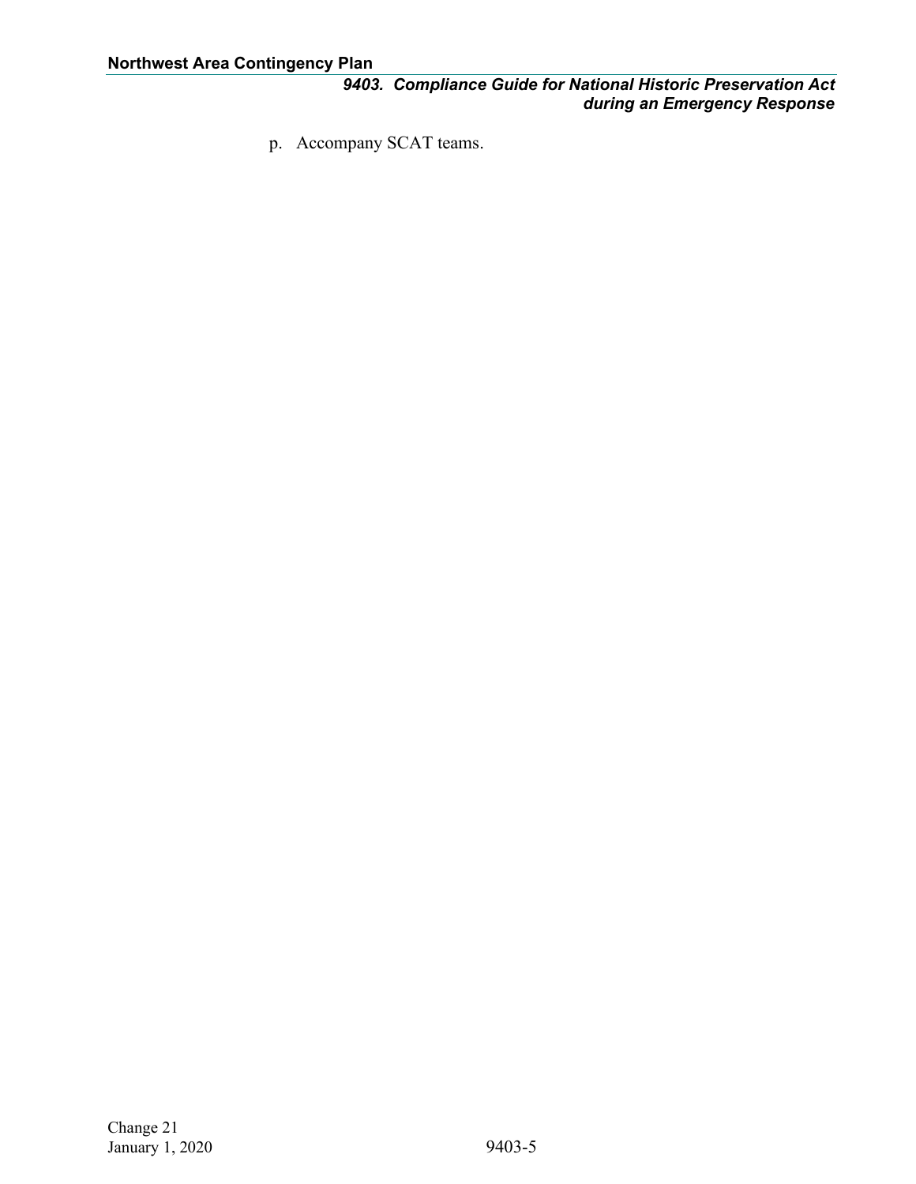p. Accompany SCAT teams.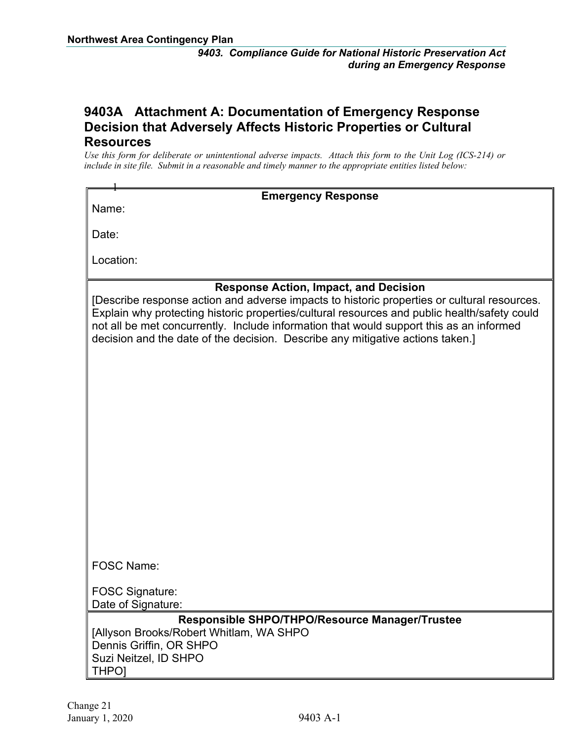## 9403A Attachment A: Documentation of Emergency Response Decision that Adversely Affects Historic Properties or Cultural Resources

*Use this form for deliberate or unintentional adverse impacts. Attach this form to the Unit Log (ICS-214) or include in site file. Submit in a reasonable and timely manner to the appropriate entities listed below:*

| **Emergency Response** |
|---|
| Name:<br><br>Date:<br><br>Location: |
| **Response Action, Impact, and Decision**<br>[Describe response action and adverse impacts to historic properties or cultural resources. Explain why protecting historic properties/cultural resources and public health/safety could not all be met concurrently. Include information that would support this as an informed decision and the date of the decision. Describe any mitigative actions taken.]<br><br><br><br><br>FOSC Name:<br><br>FOSC Signature:<br>Date of Signature: |
| **Responsible SHPO/THPO/Resource Manager/Trustee**<br>[Allyson Brooks/Robert Whitlam, WA SHPO<br>Dennis Griffin, OR SHPO<br>Suzi Neitzel, ID SHPO<br>THPO] |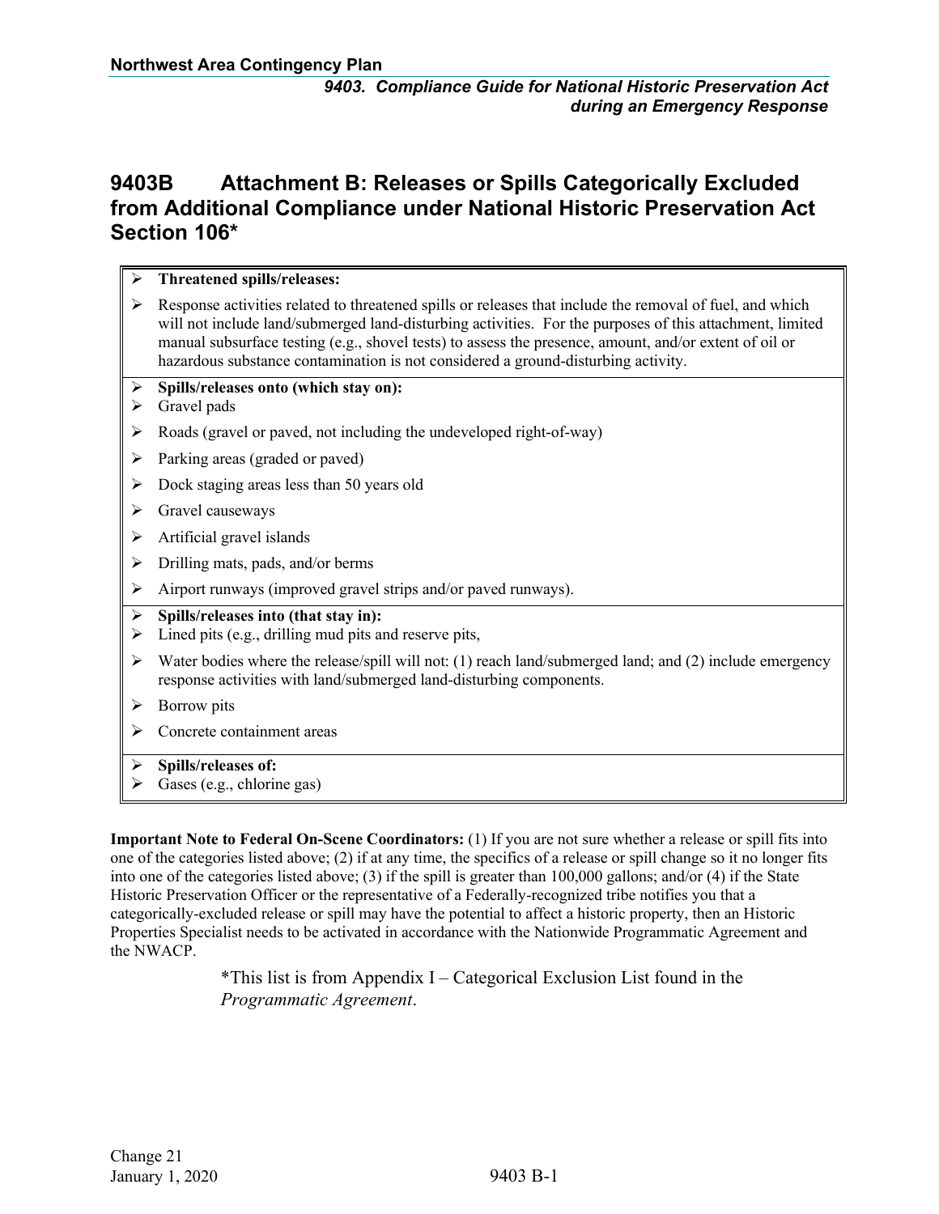## 9403B Attachment B: Releases or Spills Categorically Excluded from Additional Compliance under National Historic Preservation Act Section 106*

- **Threatened spills/releases:**
- Response activities related to threatened spills or releases that include the removal of fuel, and which will not include land/submerged land-disturbing activities. For the purposes of this attachment, limited manual subsurface testing (e.g., shovel tests) to assess the presence, amount, and/or extent of oil or hazardous substance contamination is not considered a ground-disturbing activity.

---

- **Spills/releases onto (which stay on):**
- Gravel pads
- Roads (gravel or paved, not including the undeveloped right-of-way)
- Parking areas (graded or paved)
- Dock staging areas less than 50 years old
- Gravel causeways
- Artificial gravel islands
- Drilling mats, pads, and/or berms
- Airport runways (improved gravel strips and/or paved runways).

---

- **Spills/releases into (that stay in):**
- Lined pits (e.g., drilling mud pits and reserve pits,
- Water bodies where the release/spill will not: (1) reach land/submerged land; and (2) include emergency response activities with land/submerged land-disturbing components.
- Borrow pits
- Concrete containment areas

---

- **Spills/releases of:**
- Gases (e.g., chlorine gas)

**Important Note to Federal On-Scene Coordinators:** (1) If you are not sure whether a release or spill fits into one of the categories listed above; (2) if at any time, the specifics of a release or spill change so it no longer fits into one of the categories listed above; (3) if the spill is greater than 100,000 gallons; and/or (4) if the State Historic Preservation Officer or the representative of a Federally-recognized tribe notifies you that a categorically-excluded release or spill may have the potential to affect a historic property, then an Historic Properties Specialist needs to be activated in accordance with the Nationwide Programmatic Agreement and the NWACP.

*This list is from Appendix I – Categorical Exclusion List found in the *Programmatic Agreement*.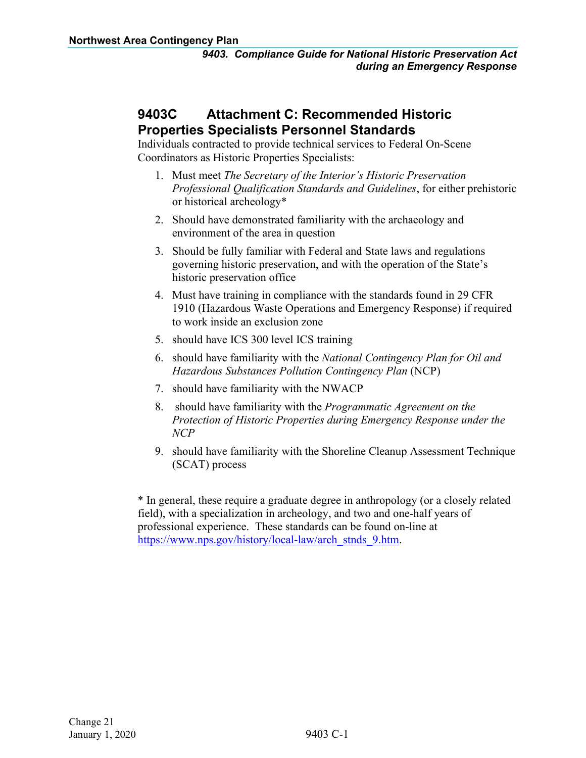## 9403C Attachment C: Recommended Historic Properties Specialists Personnel Standards

Individuals contracted to provide technical services to Federal On-Scene Coordinators as Historic Properties Specialists:

1. Must meet *The Secretary of the Interior's Historic Preservation Professional Qualification Standards and Guidelines*, for either prehistoric or historical archeology*
2. Should have demonstrated familiarity with the archaeology and environment of the area in question
3. Should be fully familiar with Federal and State laws and regulations governing historic preservation, and with the operation of the State's historic preservation office
4. Must have training in compliance with the standards found in 29 CFR 1910 (Hazardous Waste Operations and Emergency Response) if required to work inside an exclusion zone
5. should have ICS 300 level ICS training
6. should have familiarity with the *National Contingency Plan for Oil and Hazardous Substances Pollution Contingency Plan* (NCP)
7. should have familiarity with the NWACP
8. should have familiarity with the *Programmatic Agreement on the Protection of Historic Properties during Emergency Response under the NCP*
9. should have familiarity with the Shoreline Cleanup Assessment Technique (SCAT) process

* In general, these require a graduate degree in anthropology (or a closely related field), with a specialization in archeology, and two and one-half years of professional experience. These standards can be found on-line at [https://www.nps.gov/history/local-law/arch_stnds_9.htm](https://www.nps.gov/history/local-law/arch_stnds_9.htm).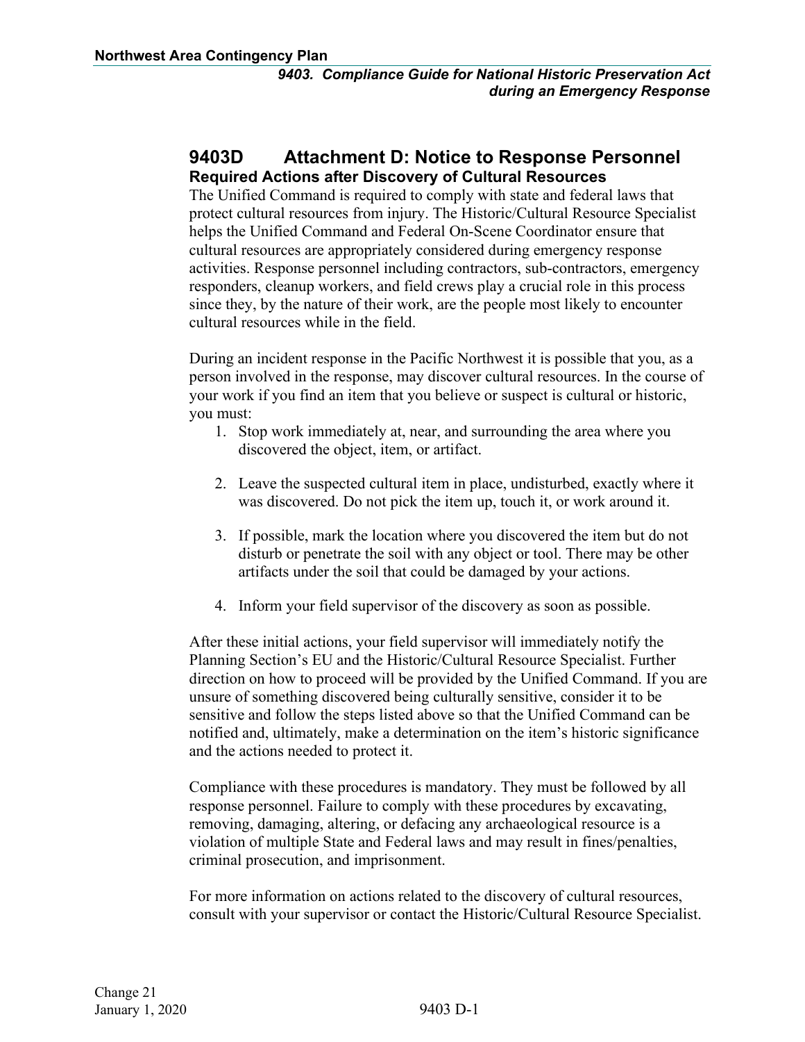## 9403D Attachment D: Notice to Response Personnel

### Required Actions after Discovery of Cultural Resources

The Unified Command is required to comply with state and federal laws that protect cultural resources from injury. The Historic/Cultural Resource Specialist helps the Unified Command and Federal On-Scene Coordinator ensure that cultural resources are appropriately considered during emergency response activities. Response personnel including contractors, sub-contractors, emergency responders, cleanup workers, and field crews play a crucial role in this process since they, by the nature of their work, are the people most likely to encounter cultural resources while in the field.

During an incident response in the Pacific Northwest it is possible that you, as a person involved in the response, may discover cultural resources. In the course of your work if you find an item that you believe or suspect is cultural or historic, you must:

1. Stop work immediately at, near, and surrounding the area where you discovered the object, item, or artifact.

2. Leave the suspected cultural item in place, undisturbed, exactly where it was discovered. Do not pick the item up, touch it, or work around it.

3. If possible, mark the location where you discovered the item but do not disturb or penetrate the soil with any object or tool. There may be other artifacts under the soil that could be damaged by your actions.

4. Inform your field supervisor of the discovery as soon as possible.

After these initial actions, your field supervisor will immediately notify the Planning Section's EU and the Historic/Cultural Resource Specialist. Further direction on how to proceed will be provided by the Unified Command. If you are unsure of something discovered being culturally sensitive, consider it to be sensitive and follow the steps listed above so that the Unified Command can be notified and, ultimately, make a determination on the item's historic significance and the actions needed to protect it.

Compliance with these procedures is mandatory. They must be followed by all response personnel. Failure to comply with these procedures by excavating, removing, damaging, altering, or defacing any archaeological resource is a violation of multiple State and Federal laws and may result in fines/penalties, criminal prosecution, and imprisonment.

For more information on actions related to the discovery of cultural resources, consult with your supervisor or contact the Historic/Cultural Resource Specialist.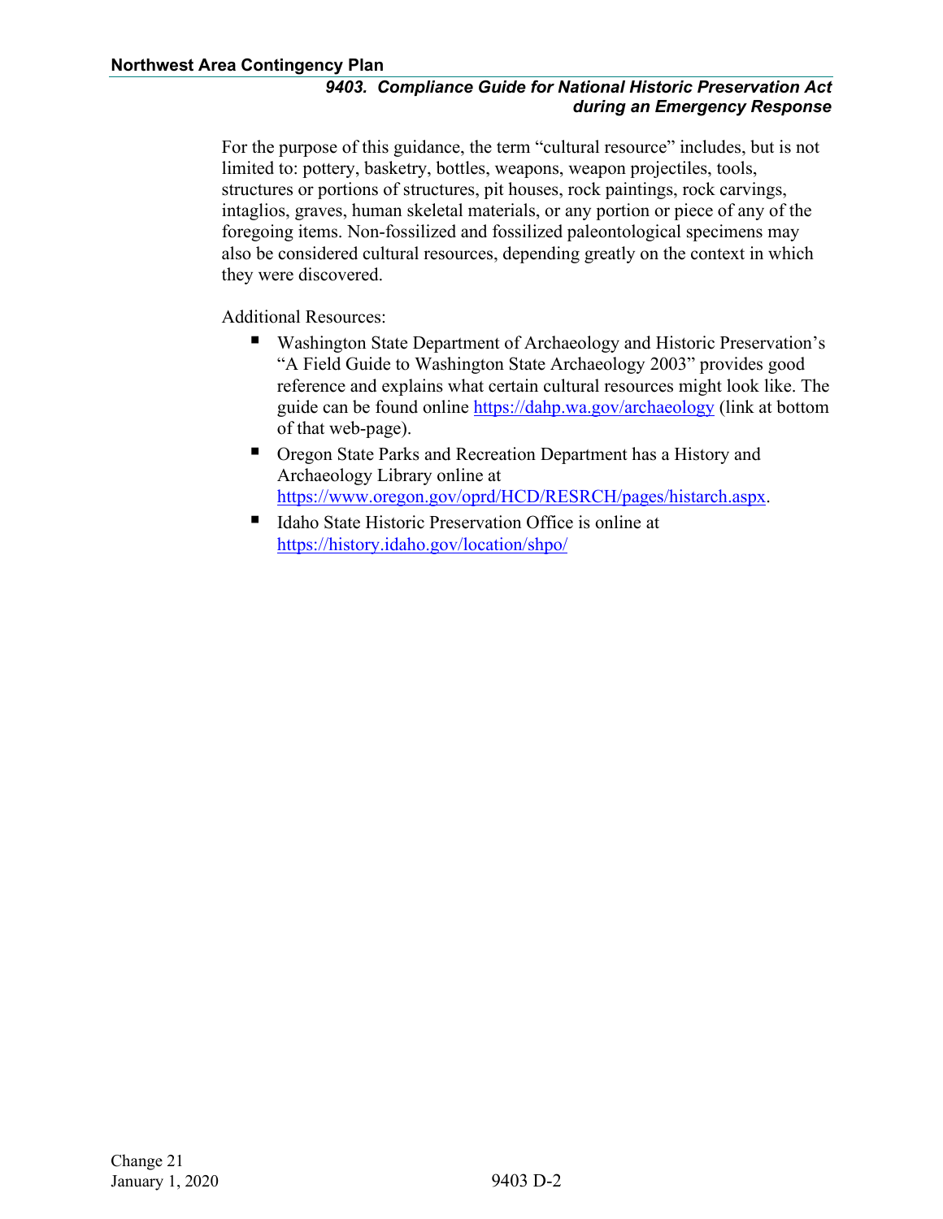For the purpose of this guidance, the term "cultural resource" includes, but is not limited to: pottery, basketry, bottles, weapons, weapon projectiles, tools, structures or portions of structures, pit houses, rock paintings, rock carvings, intaglios, graves, human skeletal materials, or any portion or piece of any of the foregoing items. Non-fossilized and fossilized paleontological specimens may also be considered cultural resources, depending greatly on the context in which they were discovered.

Additional Resources:

- Washington State Department of Archaeology and Historic Preservation's "A Field Guide to Washington State Archaeology 2003" provides good reference and explains what certain cultural resources might look like. The guide can be found online https://dahp.wa.gov/archaeology (link at bottom of that web-page).
- Oregon State Parks and Recreation Department has a History and Archaeology Library online at https://www.oregon.gov/oprd/HCD/RESRCH/pages/histarch.aspx.
- Idaho State Historic Preservation Office is online at https://history.idaho.gov/location/shpo/